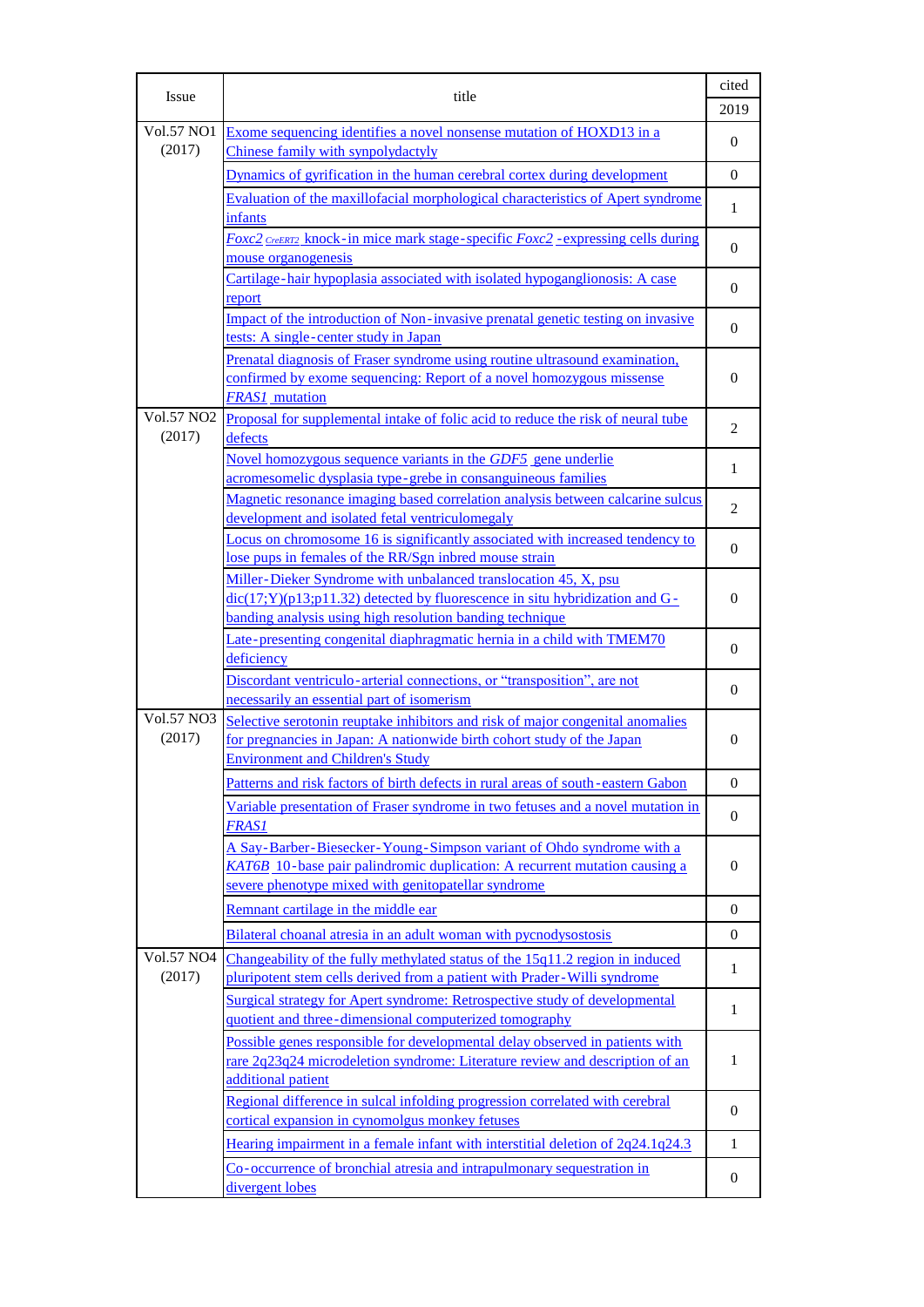| Issue | title | cited |
|---|---|---|
| | | 2019 |
| Vol.57 NO1 (2017) | Exome sequencing identifies a novel nonsense mutation of HOXD13 in a Chinese family with synpolydactyly | 0 |
| | Dynamics of gyrification in the human cerebral cortex during development | 0 |
| | Evaluation of the maxillofacial morphological characteristics of Apert syndrome infants | 1 |
| | *Foxc2* $_{CreERT2}$ knock-in mice mark stage-specific *Foxc2* -expressing cells during mouse organogenesis | 0 |
| | Cartilage-hair hypoplasia associated with isolated hypoganglionosis: A case report | 0 |
| | Impact of the introduction of Non-invasive prenatal genetic testing on invasive tests: A single-center study in Japan | 0 |
| | Prenatal diagnosis of Fraser syndrome using routine ultrasound examination, confirmed by exome sequencing: Report of a novel homozygous missense *FRAS1* mutation | 0 |
| Vol.57 NO2 (2017) | Proposal for supplemental intake of folic acid to reduce the risk of neural tube defects | 2 |
| | Novel homozygous sequence variants in the *GDF5* gene underlie acromesomelic dysplasia type-grebe in consanguineous families | 1 |
| | Magnetic resonance imaging based correlation analysis between calcarine sulcus development and isolated fetal ventriculomegaly | 2 |
| | Locus on chromosome 16 is significantly associated with increased tendency to lose pups in females of the RR/Sgn inbred mouse strain | 0 |
| | Miller-Dieker Syndrome with unbalanced translocation 45, X, psu dic(17;Y)(p13;p11.32) detected by fluorescence in situ hybridization and G-banding analysis using high resolution banding technique | 0 |
| | Late-presenting congenital diaphragmatic hernia in a child with TMEM70 deficiency | 0 |
| | Discordant ventriculo-arterial connections, or “transposition”, are not necessarily an essential part of isomerism | 0 |
| Vol.57 NO3 (2017) | Selective serotonin reuptake inhibitors and risk of major congenital anomalies for pregnancies in Japan: A nationwide birth cohort study of the Japan Environment and Children's Study | 0 |
| | Patterns and risk factors of birth defects in rural areas of south-eastern Gabon | 0 |
| | Variable presentation of Fraser syndrome in two fetuses and a novel mutation in *FRAS1* | 0 |
| | A Say-Barber-Biesecker-Young-Simpson variant of Ohdo syndrome with a *KAT6B* 10-base pair palindromic duplication: A recurrent mutation causing a severe phenotype mixed with genitopatellar syndrome | 0 |
| | Remnant cartilage in the middle ear | 0 |
| | Bilateral choanal atresia in an adult woman with pycnodysostosis | 0 |
| Vol.57 NO4 (2017) | Changeability of the fully methylated status of the 15q11.2 region in induced pluripotent stem cells derived from a patient with Prader-Willi syndrome | 1 |
| | Surgical strategy for Apert syndrome: Retrospective study of developmental quotient and three-dimensional computerized tomography | 1 |
| | Possible genes responsible for developmental delay observed in patients with rare 2q23q24 microdeletion syndrome: Literature review and description of an additional patient | 1 |
| | Regional difference in sulcal infolding progression correlated with cerebral cortical expansion in cynomolgus monkey fetuses | 0 |
| | Hearing impairment in a female infant with interstitial deletion of 2q24.1q24.3 | 1 |
| | Co-occurrence of bronchial atresia and intrapulmonary sequestration in divergent lobes | 0 |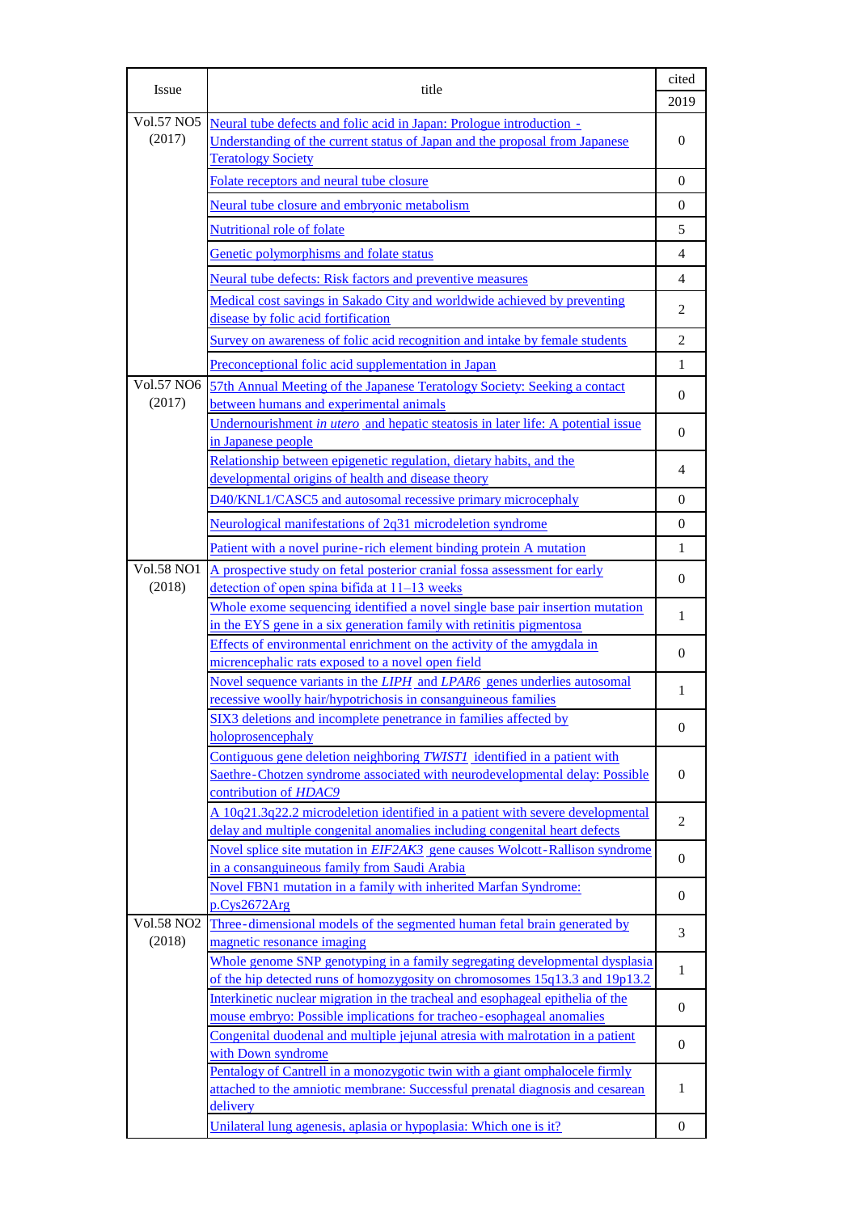| Issue | title | cited |
|---|---|---|
| | | 2019 |
| Vol.57 NO5 (2017) | Neural tube defects and folic acid in Japan: Prologue introduction - Understanding of the current status of Japan and the proposal from Japanese Teratology Society | 0 |
| | Folate receptors and neural tube closure | 0 |
| | Neural tube closure and embryonic metabolism | 0 |
| | Nutritional role of folate | 5 |
| | Genetic polymorphisms and folate status | 4 |
| | Neural tube defects: Risk factors and preventive measures | 4 |
| | Medical cost savings in Sakado City and worldwide achieved by preventing disease by folic acid fortification | 2 |
| | Survey on awareness of folic acid recognition and intake by female students | 2 |
| | Preconceptional folic acid supplementation in Japan | 1 |
| Vol.57 NO6 (2017) | 57th Annual Meeting of the Japanese Teratology Society: Seeking a contact between humans and experimental animals | 0 |
| | Undernourishment *in utero* and hepatic steatosis in later life: A potential issue in Japanese people | 0 |
| | Relationship between epigenetic regulation, dietary habits, and the developmental origins of health and disease theory | 4 |
| | D40/KNL1/CASC5 and autosomal recessive primary microcephaly | 0 |
| | Neurological manifestations of 2q31 microdeletion syndrome | 0 |
| | Patient with a novel purine-rich element binding protein A mutation | 1 |
| Vol.58 NO1 (2018) | A prospective study on fetal posterior cranial fossa assessment for early detection of open spina bifida at 11–13 weeks | 0 |
| | Whole exome sequencing identified a novel single base pair insertion mutation in the EYS gene in a six generation family with retinitis pigmentosa | 1 |
| | Effects of environmental enrichment on the activity of the amygdala in micrencephalic rats exposed to a novel open field | 0 |
| | Novel sequence variants in the *LIPH* and *LPAR6* genes underlies autosomal recessive woolly hair/hypotrichosis in consanguineous families | 1 |
| | SIX3 deletions and incomplete penetrance in families affected by holoprosencephaly | 0 |
| | Contiguous gene deletion neighboring *TWIST1* identified in a patient with Saethre-Chotzen syndrome associated with neurodevelopmental delay: Possible contribution of *HDAC9* | 0 |
| | A 10q21.3q22.2 microdeletion identified in a patient with severe developmental delay and multiple congenital anomalies including congenital heart defects | 2 |
| | Novel splice site mutation in *EIF2AK3* gene causes Wolcott-Rallison syndrome in a consanguineous family from Saudi Arabia | 0 |
| | Novel FBN1 mutation in a family with inherited Marfan Syndrome: p.Cys2672Arg | 0 |
| Vol.58 NO2 (2018) | Three-dimensional models of the segmented human fetal brain generated by magnetic resonance imaging | 3 |
| | Whole genome SNP genotyping in a family segregating developmental dysplasia of the hip detected runs of homozygosity on chromosomes 15q13.3 and 19p13.2 | 1 |
| | Interkinetic nuclear migration in the tracheal and esophageal epithelia of the mouse embryo: Possible implications for tracheo-esophageal anomalies | 0 |
| | Congenital duodenal and multiple jejunal atresia with malrotation in a patient with Down syndrome | 0 |
| | Pentalogy of Cantrell in a monozygotic twin with a giant omphalocele firmly attached to the amniotic membrane: Successful prenatal diagnosis and cesarean delivery | 1 |
| | Unilateral lung agenesis, aplasia or hypoplasia: Which one is it? | 0 |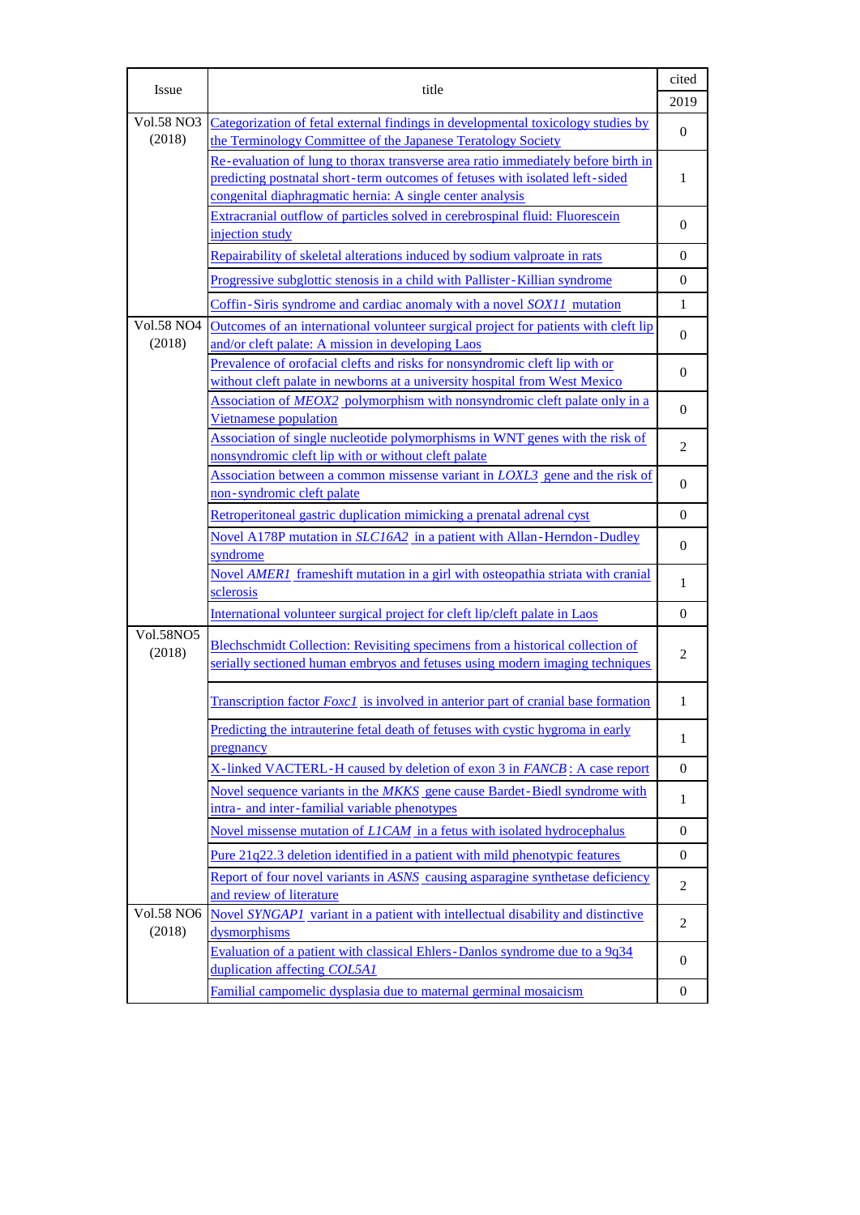| Issue | title | cited |
|---|---|---|
| | | 2019 |
| Vol.58 NO3 (2018) | Categorization of fetal external findings in developmental toxicology studies by the Terminology Committee of the Japanese Teratology Society | 0 |
| | Re-evaluation of lung to thorax transverse area ratio immediately before birth in predicting postnatal short-term outcomes of fetuses with isolated left-sided congenital diaphragmatic hernia: A single center analysis | 1 |
| | Extracranial outflow of particles solved in cerebrospinal fluid: Fluorescein injection study | 0 |
| | Repairability of skeletal alterations induced by sodium valproate in rats | 0 |
| | Progressive subglottic stenosis in a child with Pallister-Killian syndrome | 0 |
| | Coffin-Siris syndrome and cardiac anomaly with a novel *SOX11* mutation | 1 |
| Vol.58 NO4 (2018) | Outcomes of an international volunteer surgical project for patients with cleft lip and/or cleft palate: A mission in developing Laos | 0 |
| | Prevalence of orofacial clefts and risks for nonsyndromic cleft lip with or without cleft palate in newborns at a university hospital from West Mexico | 0 |
| | Association of *MEOX2* polymorphism with nonsyndromic cleft palate only in a Vietnamese population | 0 |
| | Association of single nucleotide polymorphisms in WNT genes with the risk of nonsyndromic cleft lip with or without cleft palate | 2 |
| | Association between a common missense variant in *LOXL3* gene and the risk of non-syndromic cleft palate | 0 |
| | Retroperitoneal gastric duplication mimicking a prenatal adrenal cyst | 0 |
| | Novel A178P mutation in *SLC16A2* in a patient with Allan-Herndon-Dudley syndrome | 0 |
| | Novel *AMER1* frameshift mutation in a girl with osteopathia striata with cranial sclerosis | 1 |
| | International volunteer surgical project for cleft lip/cleft palate in Laos | 0 |
| Vol.58NO5 (2018) | Blechschmidt Collection: Revisiting specimens from a historical collection of serially sectioned human embryos and fetuses using modern imaging techniques | 2 |
| | Transcription factor *Foxc1* is involved in anterior part of cranial base formation | 1 |
| | Predicting the intrauterine fetal death of fetuses with cystic hygroma in early pregnancy | 1 |
| | X-linked VACTERL-H caused by deletion of exon 3 in *FANCB*: A case report | 0 |
| | Novel sequence variants in the *MKKS* gene cause Bardet-Biedl syndrome with intra- and inter-familial variable phenotypes | 1 |
| | Novel missense mutation of *L1CAM* in a fetus with isolated hydrocephalus | 0 |
| | Pure 21q22.3 deletion identified in a patient with mild phenotypic features | 0 |
| | Report of four novel variants in *ASNS* causing asparagine synthetase deficiency and review of literature | 2 |
| Vol.58 NO6 (2018) | Novel *SYNGAP1* variant in a patient with intellectual disability and distinctive dysmorphisms | 2 |
| | Evaluation of a patient with classical Ehlers-Danlos syndrome due to a 9q34 duplication affecting *COL5A1* | 0 |
| | Familial campomelic dysplasia due to maternal germinal mosaicism | 0 |